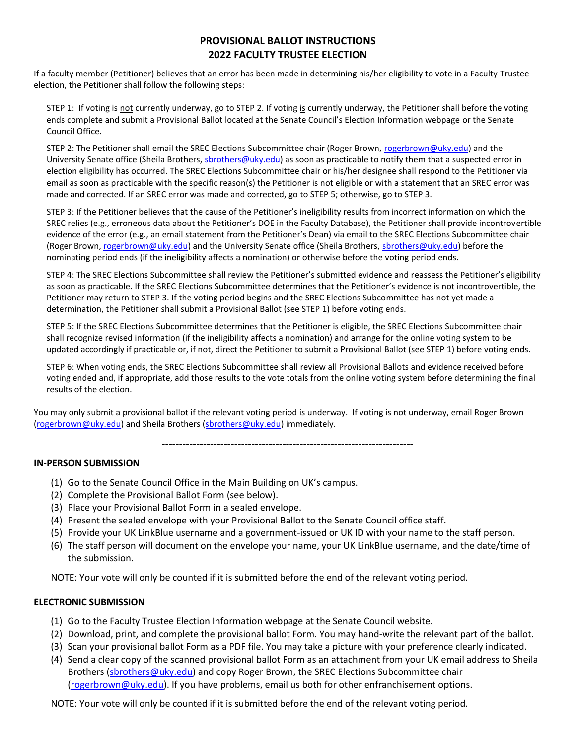# PROVISIONAL BALLOT INSTRUCTIONS
# 2022 FACULTY TRUSTEE ELECTION

If a faculty member (Petitioner) believes that an error has been made in determining his/her eligibility to vote in a Faculty Trustee election, the Petitioner shall follow the following steps:

STEP 1: If voting is not currently underway, go to STEP 2. If voting is currently underway, the Petitioner shall before the voting ends complete and submit a Provisional Ballot located at the Senate Council's Election Information webpage or the Senate Council Office.

STEP 2: The Petitioner shall email the SREC Elections Subcommittee chair (Roger Brown, rogerbrown@uky.edu) and the University Senate office (Sheila Brothers, sbrothers@uky.edu) as soon as practicable to notify them that a suspected error in election eligibility has occurred. The SREC Elections Subcommittee chair or his/her designee shall respond to the Petitioner via email as soon as practicable with the specific reason(s) the Petitioner is not eligible or with a statement that an SREC error was made and corrected. If an SREC error was made and corrected, go to STEP 5; otherwise, go to STEP 3.

STEP 3: If the Petitioner believes that the cause of the Petitioner's ineligibility results from incorrect information on which the SREC relies (e.g., erroneous data about the Petitioner's DOE in the Faculty Database), the Petitioner shall provide incontrovertible evidence of the error (e.g., an email statement from the Petitioner's Dean) via email to the SREC Elections Subcommittee chair (Roger Brown, rogerbrown@uky.edu) and the University Senate office (Sheila Brothers, sbrothers@uky.edu) before the nominating period ends (if the ineligibility affects a nomination) or otherwise before the voting period ends.

STEP 4: The SREC Elections Subcommittee shall review the Petitioner's submitted evidence and reassess the Petitioner's eligibility as soon as practicable. If the SREC Elections Subcommittee determines that the Petitioner's evidence is not incontrovertible, the Petitioner may return to STEP 3. If the voting period begins and the SREC Elections Subcommittee has not yet made a determination, the Petitioner shall submit a Provisional Ballot (see STEP 1) before voting ends.

STEP 5: If the SREC Elections Subcommittee determines that the Petitioner is eligible, the SREC Elections Subcommittee chair shall recognize revised information (if the ineligibility affects a nomination) and arrange for the online voting system to be updated accordingly if practicable or, if not, direct the Petitioner to submit a Provisional Ballot (see STEP 1) before voting ends.

STEP 6: When voting ends, the SREC Elections Subcommittee shall review all Provisional Ballots and evidence received before voting ended and, if appropriate, add those results to the vote totals from the online voting system before determining the final results of the election.

You may only submit a provisional ballot if the relevant voting period is underway. If voting is not underway, email Roger Brown (rogerbrown@uky.edu) and Sheila Brothers (sbrothers@uky.edu) immediately.

---

### IN-PERSON SUBMISSION

1. Go to the Senate Council Office in the Main Building on UK's campus.
2. Complete the Provisional Ballot Form (see below).
3. Place your Provisional Ballot Form in a sealed envelope.
4. Present the sealed envelope with your Provisional Ballot to the Senate Council office staff.
5. Provide your UK LinkBlue username and a government-issued or UK ID with your name to the staff person.
6. The staff person will document on the envelope your name, your UK LinkBlue username, and the date/time of the submission.

NOTE: Your vote will only be counted if it is submitted before the end of the relevant voting period.

### ELECTRONIC SUBMISSION

1. Go to the Faculty Trustee Election Information webpage at the Senate Council website.
2. Download, print, and complete the provisional ballot Form. You may hand-write the relevant part of the ballot.
3. Scan your provisional ballot Form as a PDF file. You may take a picture with your preference clearly indicated.
4. Send a clear copy of the scanned provisional ballot Form as an attachment from your UK email address to Sheila Brothers (sbrothers@uky.edu) and copy Roger Brown, the SREC Elections Subcommittee chair (rogerbrown@uky.edu). If you have problems, email us both for other enfranchisement options.

NOTE: Your vote will only be counted if it is submitted before the end of the relevant voting period.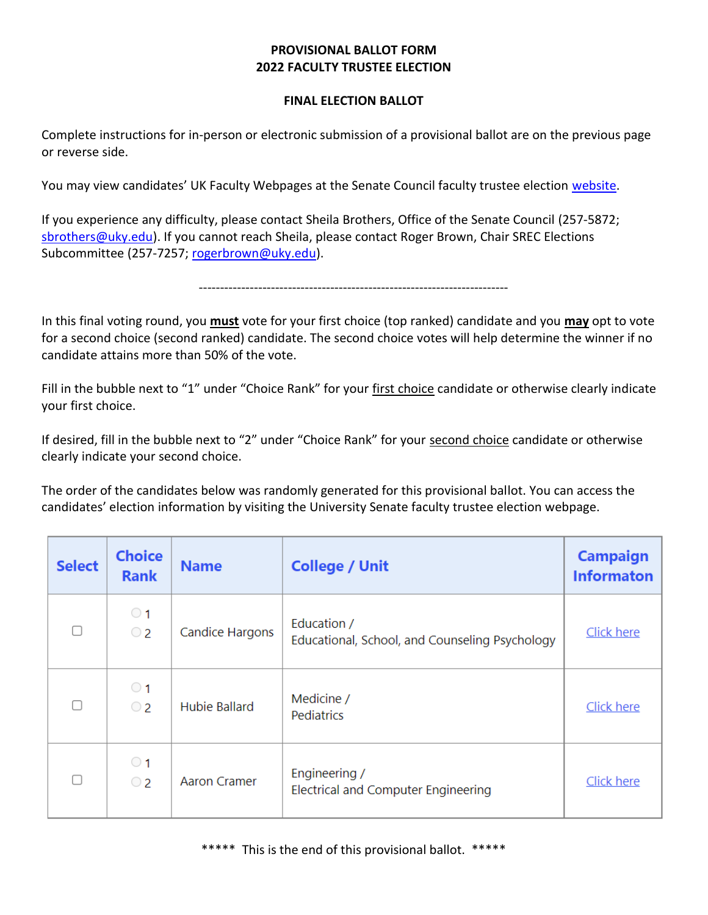**PROVISIONAL BALLOT FORM**
**2022 FACULTY TRUSTEE ELECTION**

**FINAL ELECTION BALLOT**

Complete instructions for in-person or electronic submission of a provisional ballot are on the previous page or reverse side.

You may view candidates' UK Faculty Webpages at the Senate Council faculty trustee election website.

If you experience any difficulty, please contact Sheila Brothers, Office of the Senate Council (257-5872; sbrothers@uky.edu). If you cannot reach Sheila, please contact Roger Brown, Chair SREC Elections Subcommittee (257-7257; rogerbrown@uky.edu).

---

In this final voting round, you **must** vote for your first choice (top ranked) candidate and you **may** opt to vote for a second choice (second ranked) candidate. The second choice votes will help determine the winner if no candidate attains more than 50% of the vote.

Fill in the bubble next to "1" under "Choice Rank" for your first choice candidate or otherwise clearly indicate your first choice.

If desired, fill in the bubble next to "2" under "Choice Rank" for your second choice candidate or otherwise clearly indicate your second choice.

The order of the candidates below was randomly generated for this provisional ballot. You can access the candidates' election information by visiting the University Senate faculty trustee election webpage.

| Select | Choice Rank | Name | College / Unit | Campaign Informaton |
|---|---|---|---|---|
| ☐ | ○ 1<br>○ 2 | Candice Hargons | Education /<br>Educational, School, and Counseling Psychology | Click here |
| ☐ | ○ 1<br>○ 2 | Hubie Ballard | Medicine /<br>Pediatrics | Click here |
| ☐ | ○ 1<br>○ 2 | Aaron Cramer | Engineering /<br>Electrical and Computer Engineering | Click here |

***** This is the end of this provisional ballot. *****